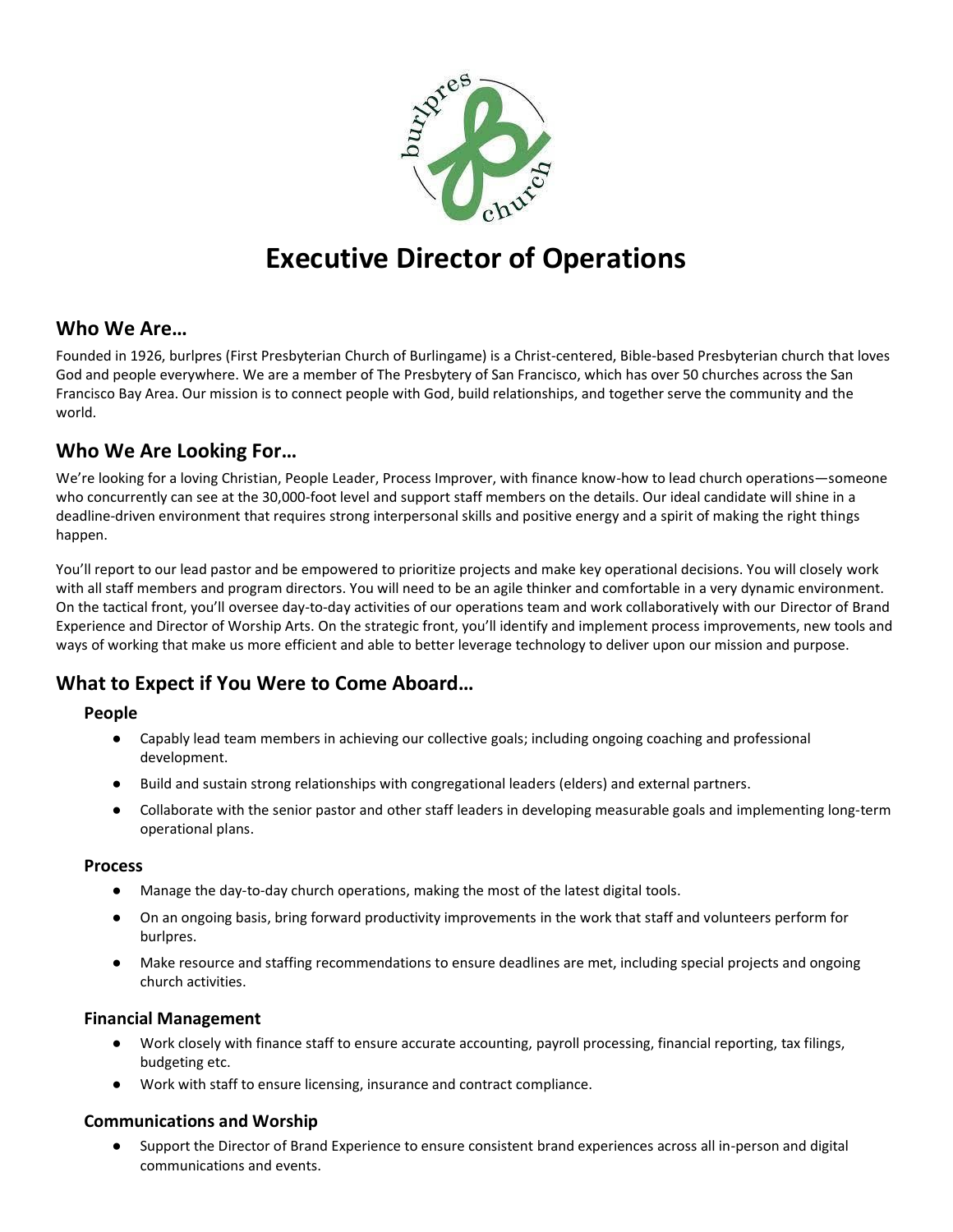# Executive Director of Operations

## Who We Are…

Founded in 1926, burlpres (First Presbyterian Church of Burlingame) is a Christ-centered, Bible-based Presbyterian church that loves God and people everywhere. We are a member of The Presbytery of San Francisco, which has over 50 churches across the San Francisco Bay Area. Our mission is to connect people with God, build relationships, and together serve the community and the world.

## Who We Are Looking For…

We're looking for a loving Christian, People Leader, Process Improver, with finance know-how to lead church operations—someone who concurrently can see at the 30,000-foot level and support staff members on the details. Our ideal candidate will shine in a deadline-driven environment that requires strong interpersonal skills and positive energy and a spirit of making the right things happen.

You'll report to our lead pastor and be empowered to prioritize projects and make key operational decisions. You will closely work with all staff members and program directors. You will need to be an agile thinker and comfortable in a very dynamic environment. On the tactical front, you'll oversee day-to-day activities of our operations team and work collaboratively with our Director of Brand Experience and Director of Worship Arts. On the strategic front, you'll identify and implement process improvements, new tools and ways of working that make us more efficient and able to better leverage technology to deliver upon our mission and purpose.

## What to Expect if You Were to Come Aboard…

### People

- Capably lead team members in achieving our collective goals; including ongoing coaching and professional development.
- Build and sustain strong relationships with congregational leaders (elders) and external partners.
- Collaborate with the senior pastor and other staff leaders in developing measurable goals and implementing long-term operational plans.

### Process

- Manage the day-to-day church operations, making the most of the latest digital tools.
- On an ongoing basis, bring forward productivity improvements in the work that staff and volunteers perform for burlpres.
- Make resource and staffing recommendations to ensure deadlines are met, including special projects and ongoing church activities.

### Financial Management

- Work closely with finance staff to ensure accurate accounting, payroll processing, financial reporting, tax filings, budgeting etc.
- Work with staff to ensure licensing, insurance and contract compliance.

### Communications and Worship

- Support the Director of Brand Experience to ensure consistent brand experiences across all in-person and digital communications and events.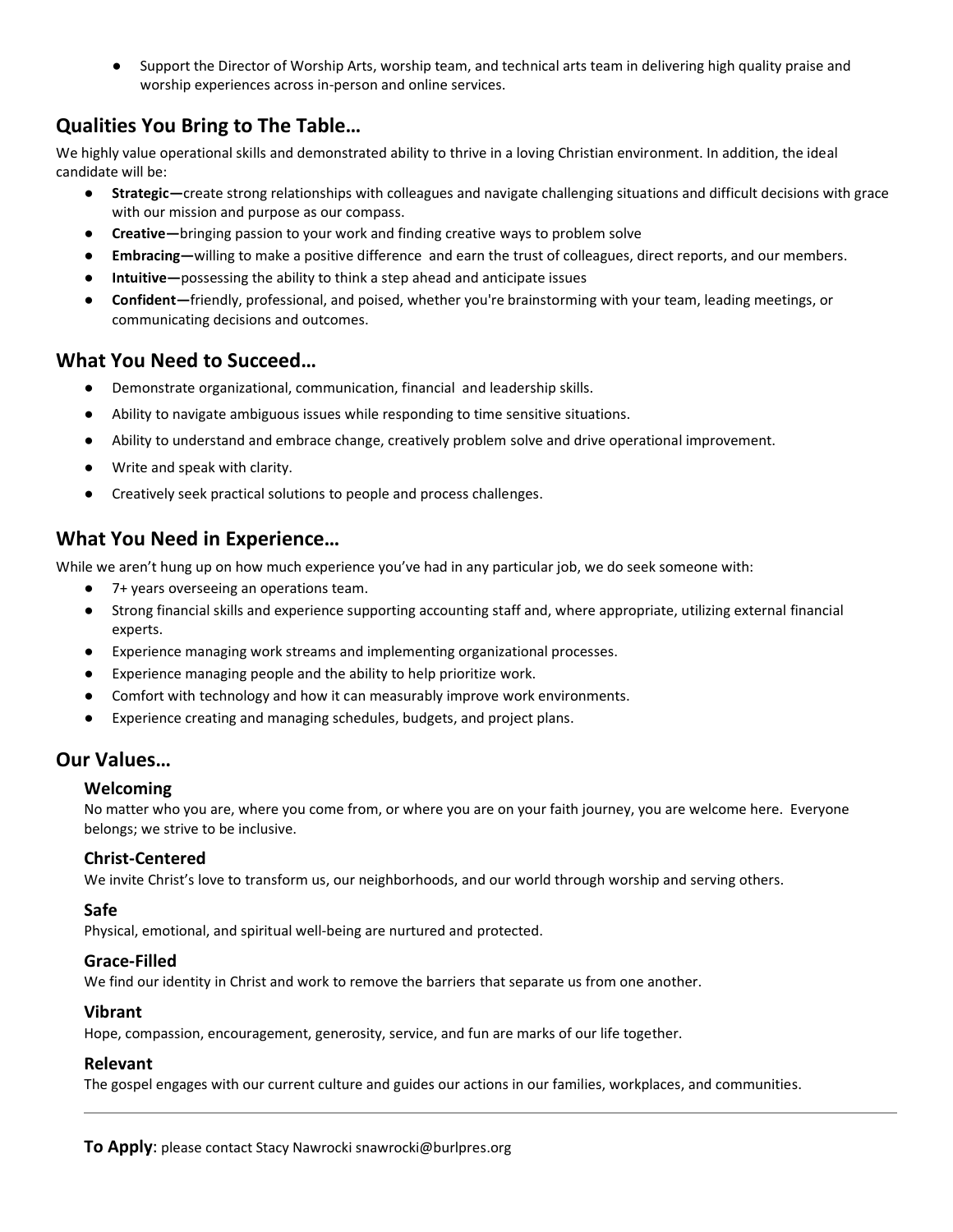- Support the Director of Worship Arts, worship team, and technical arts team in delivering high quality praise and worship experiences across in-person and online services.

## Qualities You Bring to The Table…

We highly value operational skills and demonstrated ability to thrive in a loving Christian environment. In addition, the ideal candidate will be:

- **Strategic—**create strong relationships with colleagues and navigate challenging situations and difficult decisions with grace with our mission and purpose as our compass.
- **Creative—**bringing passion to your work and finding creative ways to problem solve
- **Embracing—**willing to make a positive difference and earn the trust of colleagues, direct reports, and our members.
- **Intuitive—**possessing the ability to think a step ahead and anticipate issues
- **Confident—**friendly, professional, and poised, whether you're brainstorming with your team, leading meetings, or communicating decisions and outcomes.

## What You Need to Succeed…

- Demonstrate organizational, communication, financial and leadership skills.
- Ability to navigate ambiguous issues while responding to time sensitive situations.
- Ability to understand and embrace change, creatively problem solve and drive operational improvement.
- Write and speak with clarity.
- Creatively seek practical solutions to people and process challenges.

## What You Need in Experience…

While we aren't hung up on how much experience you've had in any particular job, we do seek someone with:

- 7+ years overseeing an operations team.
- Strong financial skills and experience supporting accounting staff and, where appropriate, utilizing external financial experts.
- Experience managing work streams and implementing organizational processes.
- Experience managing people and the ability to help prioritize work.
- Comfort with technology and how it can measurably improve work environments.
- Experience creating and managing schedules, budgets, and project plans.

## Our Values…

### Welcoming

No matter who you are, where you come from, or where you are on your faith journey, you are welcome here. Everyone belongs; we strive to be inclusive.

### Christ-Centered

We invite Christ's love to transform us, our neighborhoods, and our world through worship and serving others.

### Safe

Physical, emotional, and spiritual well-being are nurtured and protected.

### Grace-Filled

We find our identity in Christ and work to remove the barriers that separate us from one another.

### Vibrant

Hope, compassion, encouragement, generosity, service, and fun are marks of our life together.

### Relevant

The gospel engages with our current culture and guides our actions in our families, workplaces, and communities.

---

**To Apply**: please contact Stacy Nawrocki snawrocki@burlpres.org